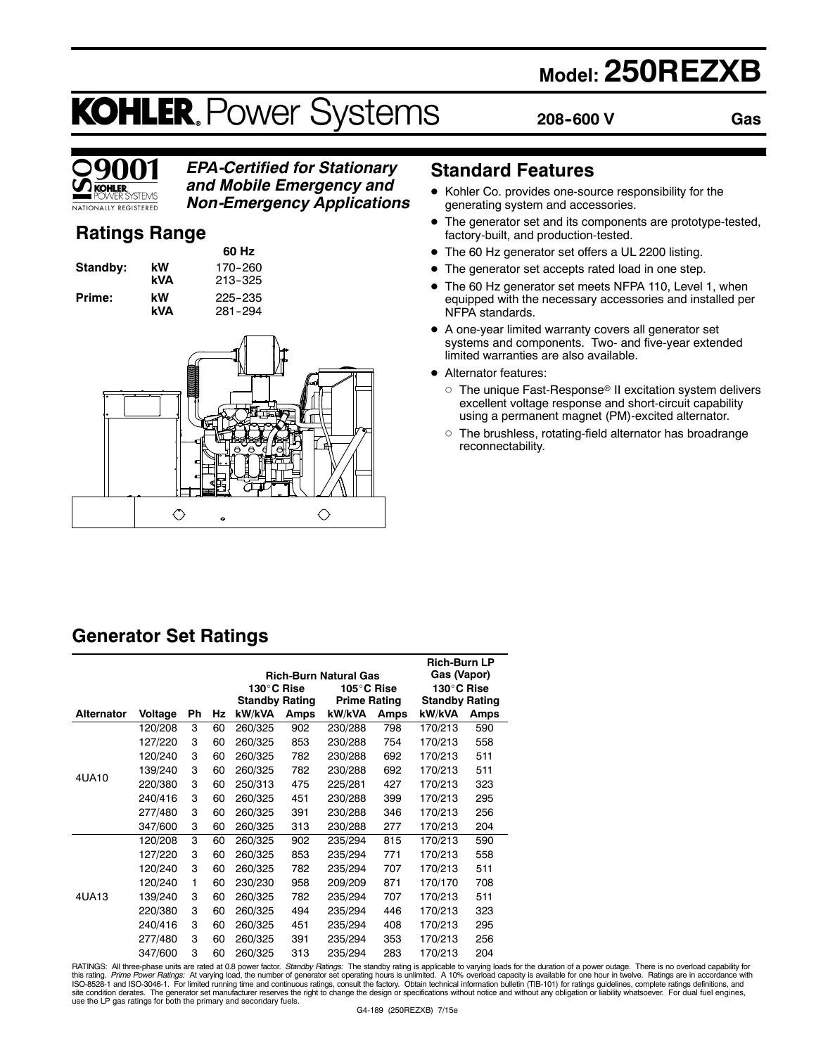# Model: 250REZXB

# KOHLER. Power Systems

**208-600 V** **Gas**

ISO 9001 KOHLER POWER SYSTEMS NATIONALLY REGISTERED

***EPA-Certified for Stationary and Mobile Emergency and Non-Emergency Applications***

## Ratings Range

| | | 60 Hz |
|---|---|---|
| **Standby:** | **kW** | 170-260 |
| | **kVA** | 213-325 |
| **Prime:** | **kW** | 225-235 |
| | **kVA** | 281-294 |

## Standard Features

- Kohler Co. provides one-source responsibility for the generating system and accessories.
- The generator set and its components are prototype-tested, factory-built, and production-tested.
- The 60 Hz generator set offers a UL 2200 listing.
- The generator set accepts rated load in one step.
- The 60 Hz generator set meets NFPA 110, Level 1, when equipped with the necessary accessories and installed per NFPA standards.
- A one-year limited warranty covers all generator set systems and components. Two- and five-year extended limited warranties are also available.
- Alternator features:
  - The unique Fast-Response® II excitation system delivers excellent voltage response and short-circuit capability using a permanent magnet (PM)-excited alternator.
  - The brushless, rotating-field alternator has broadrange reconnectability.

## Generator Set Ratings

| | | | | Rich-Burn Natural Gas | | | | Rich-Burn LP Gas (Vapor) | |
|---|---|---|---|---|---|---|---|---|---|
| | | | | 130°C Rise Standby Rating | | 105°C Rise Prime Rating | | 130°C Rise Standby Rating | |
| **Alternator** | **Voltage** | **Ph** | **Hz** | **kW/kVA** | **Amps** | **kW/kVA** | **Amps** | **kW/kVA** | **Amps** |
| 4UA10 | 120/208 | 3 | 60 | 260/325 | 902 | 230/288 | 798 | 170/213 | 590 |
| | 127/220 | 3 | 60 | 260/325 | 853 | 230/288 | 754 | 170/213 | 558 |
| | 120/240 | 3 | 60 | 260/325 | 782 | 230/288 | 692 | 170/213 | 511 |
| | 139/240 | 3 | 60 | 260/325 | 782 | 230/288 | 692 | 170/213 | 511 |
| | 220/380 | 3 | 60 | 250/313 | 475 | 225/281 | 427 | 170/213 | 323 |
| | 240/416 | 3 | 60 | 260/325 | 451 | 230/288 | 399 | 170/213 | 295 |
| | 277/480 | 3 | 60 | 260/325 | 391 | 230/288 | 346 | 170/213 | 256 |
| | 347/600 | 3 | 60 | 260/325 | 313 | 230/288 | 277 | 170/213 | 204 |
| 4UA13 | 120/208 | 3 | 60 | 260/325 | 902 | 235/294 | 815 | 170/213 | 590 |
| | 127/220 | 3 | 60 | 260/325 | 853 | 235/294 | 771 | 170/213 | 558 |
| | 120/240 | 3 | 60 | 260/325 | 782 | 235/294 | 707 | 170/213 | 511 |
| | 120/240 | 1 | 60 | 230/230 | 958 | 209/209 | 871 | 170/170 | 708 |
| | 139/240 | 3 | 60 | 260/325 | 782 | 235/294 | 707 | 170/213 | 511 |
| | 220/380 | 3 | 60 | 260/325 | 494 | 235/294 | 446 | 170/213 | 323 |
| | 240/416 | 3 | 60 | 260/325 | 451 | 235/294 | 408 | 170/213 | 295 |
| | 277/480 | 3 | 60 | 260/325 | 391 | 235/294 | 353 | 170/213 | 256 |
| | 347/600 | 3 | 60 | 260/325 | 313 | 235/294 | 283 | 170/213 | 204 |

RATINGS: All three-phase units are rated at 0.8 power factor. *Standby Ratings:* The standby rating is applicable to varying loads for the duration of a power outage. There is no overload capability for this rating. *Prime Power Ratings:* At varying load, the number of generator set operating hours is unlimited. A 10% overload capacity is available for one hour in twelve. Ratings are in accordance with ISO-8528-1 and ISO-3046-1. For limited running time and continuous ratings, consult the factory. Obtain technical information bulletin (TIB-101) for ratings guidelines, complete ratings definitions, and site condition derates. The generator set manufacturer reserves the right to change the design or specifications without notice and without any obligation or liability whatsoever. For dual fuel engines, use the LP gas ratings for both the primary and secondary fuels.

G4-189 (250REZXB) 7/15e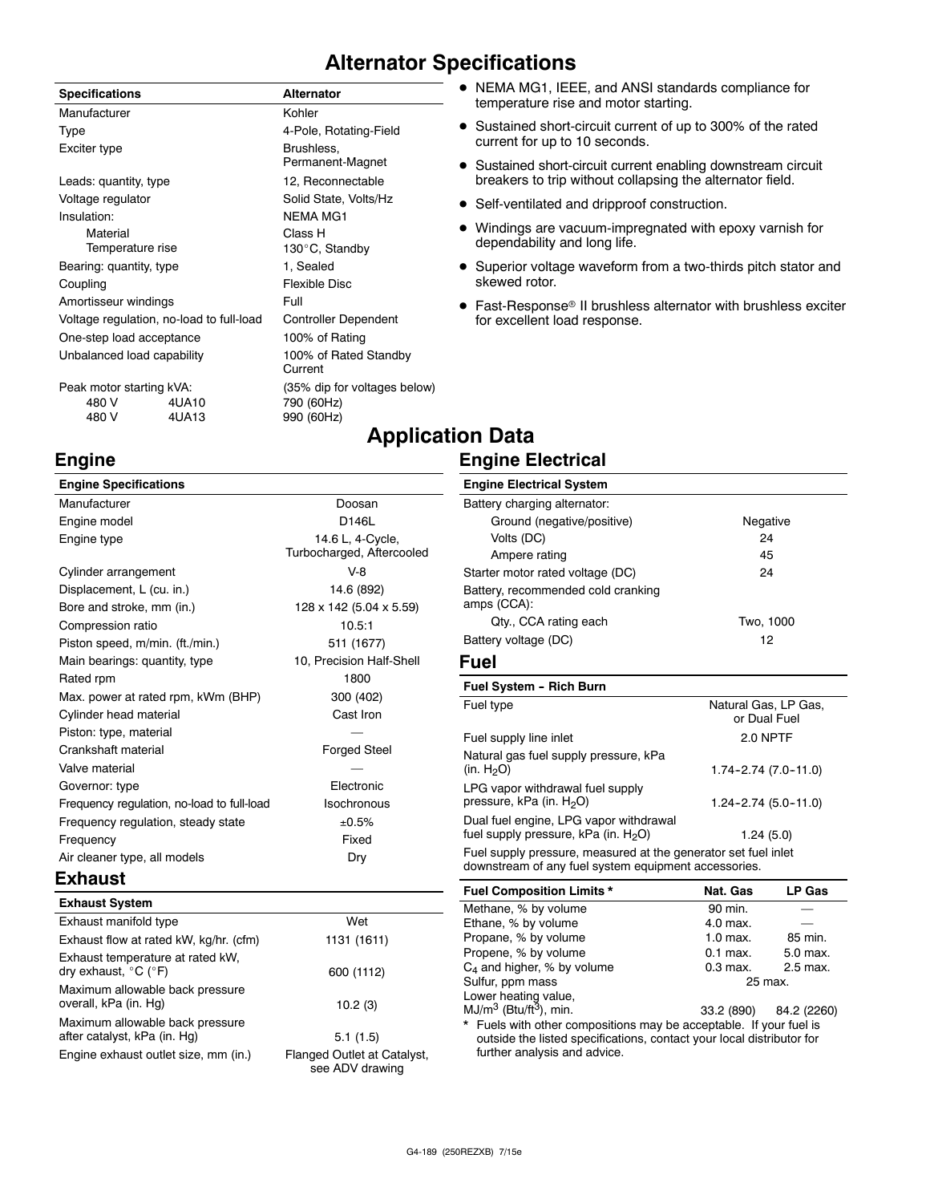# Alternator Specifications

| Specifications | Alternator |
|---|---|
| Manufacturer | Kohler |
| Type | 4-Pole, Rotating-Field |
| Exciter type | Brushless, Permanent-Magnet |
| Leads: quantity, type | 12, Reconnectable |
| Voltage regulator | Solid State, Volts/Hz |
| Insulation: | NEMA MG1 |
| Material | Class H |
| Temperature rise | 130°C, Standby |
| Bearing: quantity, type | 1, Sealed |
| Coupling | Flexible Disc |
| Amortisseur windings | Full |
| Voltage regulation, no-load to full-load | Controller Dependent |
| One-step load acceptance | 100% of Rating |
| Unbalanced load capability | 100% of Rated Standby Current |
| Peak motor starting kVA: | (35% dip for voltages below) |
| 480 V 4UA10 | 790 (60Hz) |
| 480 V 4UA13 | 990 (60Hz) |

- NEMA MG1, IEEE, and ANSI standards compliance for temperature rise and motor starting.
- Sustained short-circuit current of up to 300% of the rated current for up to 10 seconds.
- Sustained short-circuit current enabling downstream circuit breakers to trip without collapsing the alternator field.
- Self-ventilated and dripproof construction.
- Windings are vacuum-impregnated with epoxy varnish for dependability and long life.
- Superior voltage waveform from a two-thirds pitch stator and skewed rotor.
- Fast-Response® II brushless alternator with brushless exciter for excellent load response.

# Application Data

## Engine

| Engine Specifications | |
|---|---|
| Manufacturer | Doosan |
| Engine model | D146L |
| Engine type | 14.6 L, 4-Cycle, Turbocharged, Aftercooled |
| Cylinder arrangement | V-8 |
| Displacement, L (cu. in.) | 14.6 (892) |
| Bore and stroke, mm (in.) | 128 x 142 (5.04 x 5.59) |
| Compression ratio | 10.5:1 |
| Piston speed, m/min. (ft./min.) | 511 (1677) |
| Main bearings: quantity, type | 10, Precision Half-Shell |
| Rated rpm | 1800 |
| Max. power at rated rpm, kWm (BHP) | 300 (402) |
| Cylinder head material | Cast Iron |
| Piston: type, material | — |
| Crankshaft material | Forged Steel |
| Valve material | — |
| Governor: type | Electronic |
| Frequency regulation, no-load to full-load | Isochronous |
| Frequency regulation, steady state | ±0.5% |
| Frequency | Fixed |
| Air cleaner type, all models | Dry |

## Exhaust

| Exhaust System | |
|---|---|
| Exhaust manifold type | Wet |
| Exhaust flow at rated kW, kg/hr. (cfm) | 1131 (1611) |
| Exhaust temperature at rated kW, dry exhaust, °C (°F) | 600 (1112) |
| Maximum allowable back pressure overall, kPa (in. Hg) | 10.2 (3) |
| Maximum allowable back pressure after catalyst, kPa (in. Hg) | 5.1 (1.5) |
| Engine exhaust outlet size, mm (in.) | Flanged Outlet at Catalyst, see ADV drawing |

## Engine Electrical

| Engine Electrical System | |
|---|---|
| Battery charging alternator: | |
| Ground (negative/positive) | Negative |
| Volts (DC) | 24 |
| Ampere rating | 45 |
| Starter motor rated voltage (DC) | 24 |
| Battery, recommended cold cranking amps (CCA): | |
| Qty., CCA rating each | Two, 1000 |
| Battery voltage (DC) | 12 |

## Fuel

| Fuel System – Rich Burn | |
|---|---|
| Fuel type | Natural Gas, LP Gas, or Dual Fuel |
| Fuel supply line inlet | 2.0 NPTF |
| Natural gas fuel supply pressure, kPa (in. $H_2O$) | 1.74–2.74 (7.0–11.0) |
| LPG vapor withdrawal fuel supply pressure, kPa (in. $H_2O$) | 1.24–2.74 (5.0–11.0) |
| Dual fuel engine, LPG vapor withdrawal fuel supply pressure, kPa (in. $H_2O$) | 1.24 (5.0) |

Fuel supply pressure, measured at the generator set fuel inlet downstream of any fuel system equipment accessories.

| Fuel Composition Limits * | Nat. Gas | LP Gas |
|---|---|---|
| Methane, % by volume | 90 min. | — |
| Ethane, % by volume | 4.0 max. | — |
| Propane, % by volume | 1.0 max. | 85 min. |
| Propene, % by volume | 0.1 max. | 5.0 max. |
| $C_4$ and higher, % by volume | 0.3 max. | 2.5 max. |
| Sulfur, ppm mass | 25 max. | |
| Lower heating value, $MJ/m^3$ ($Btu/ft^3$), min. | 33.2 (890) | 84.2 (2260) |

\* Fuels with other compositions may be acceptable. If your fuel is outside the listed specifications, contact your local distributor for further analysis and advice.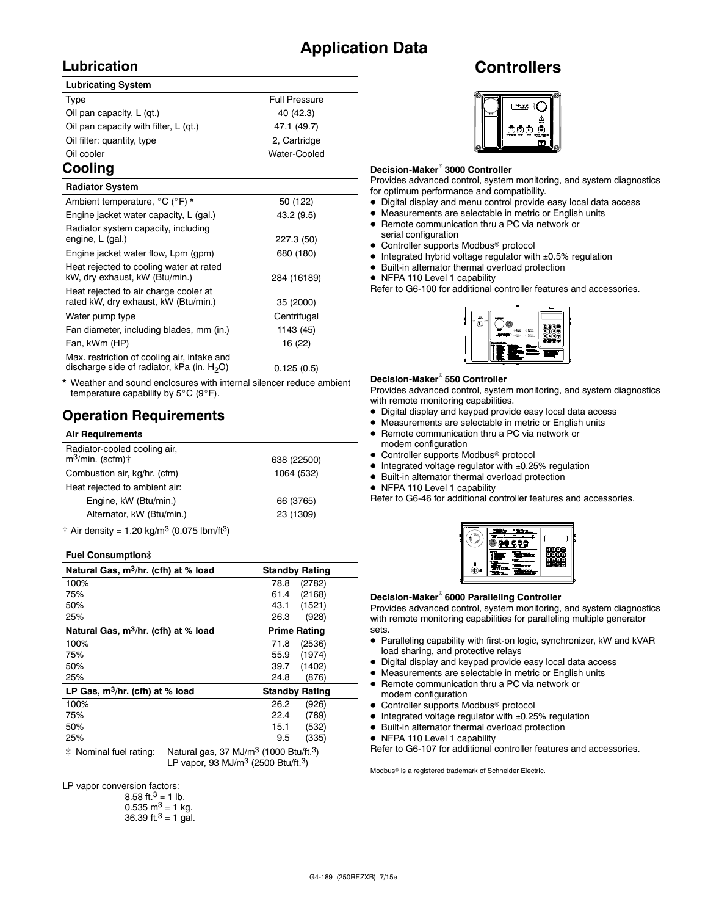# Application Data

## Lubrication

| Lubricating System | |
|---|---|
| Type | Full Pressure |
| Oil pan capacity, L (qt.) | 40 (42.3) |
| Oil pan capacity with filter, L (qt.) | 47.1 (49.7) |
| Oil filter: quantity, type | 2, Cartridge |
| Oil cooler | Water-Cooled |

## Cooling

| Radiator System | |
|---|---|
| Ambient temperature, °C (°F) * | 50 (122) |
| Engine jacket water capacity, L (gal.) | 43.2 (9.5) |
| Radiator system capacity, including engine, L (gal.) | 227.3 (50) |
| Engine jacket water flow, Lpm (gpm) | 680 (180) |
| Heat rejected to cooling water at rated kW, dry exhaust, kW (Btu/min.) | 284 (16189) |
| Heat rejected to air charge cooler at rated kW, dry exhaust, kW (Btu/min.) | 35 (2000) |
| Water pump type | Centrifugal |
| Fan diameter, including blades, mm (in.) | 1143 (45) |
| Fan, kWm (HP) | 16 (22) |
| Max. restriction of cooling air, intake and discharge side of radiator, kPa (in. $H_2O$) | 0.125 (0.5) |

\* Weather and sound enclosures with internal silencer reduce ambient temperature capability by 5°C (9°F).

## Operation Requirements

| Air Requirements | |
|---|---|
| Radiator-cooled cooling air, $m^3$/min. (scfm)† | 638 (22500) |
| Combustion air, kg/hr. (cfm) | 1064 (532) |
| Heat rejected to ambient air: | |
| Engine, kW (Btu/min.) | 66 (3765) |
| Alternator, kW (Btu/min.) | 23 (1309) |

† Air density = 1.20 kg/$m^3$ (0.075 lbm/$ft^3$)

| Fuel Consumption‡ | |
|---|---|
| **Natural Gas, $m^3$/hr. (cfh) at % load** | **Standby Rating** |
| 100% | 78.8 (2782) |
| 75% | 61.4 (2168) |
| 50% | 43.1 (1521) |
| 25% | 26.3 (928) |
| **Natural Gas, $m^3$/hr. (cfh) at % load** | **Prime Rating** |
| 100% | 71.8 (2536) |
| 75% | 55.9 (1974) |
| 50% | 39.7 (1402) |
| 25% | 24.8 (876) |
| **LP Gas, $m^3$/hr. (cfh) at % load** | **Standby Rating** |
| 100% | 26.2 (926) |
| 75% | 22.4 (789) |
| 50% | 15.1 (532) |
| 25% | 9.5 (335) |

‡ Nominal fuel rating: Natural gas, 37 MJ/$m^3$ (1000 Btu/ft.$^3$)
LP vapor, 93 MJ/$m^3$ (2500 Btu/ft.$^3$)

LP vapor conversion factors:
8.58 ft.$^3$ = 1 lb.
0.535 $m^3$ = 1 kg.
36.39 ft.$^3$ = 1 gal.

## Controllers

**Decision-Maker® 3000 Controller**

Provides advanced control, system monitoring, and system diagnostics for optimum performance and compatibility.

- Digital display and menu control provide easy local data access
- Measurements are selectable in metric or English units
- Remote communication thru a PC via network or serial configuration
- Controller supports Modbus® protocol
- Integrated hybrid voltage regulator with ±0.5% regulation
- Built-in alternator thermal overload protection
- NFPA 110 Level 1 capability

Refer to G6-100 for additional controller features and accessories.

**Decision-Maker® 550 Controller**

Provides advanced control, system monitoring, and system diagnostics with remote monitoring capabilities.

- Digital display and keypad provide easy local data access
- Measurements are selectable in metric or English units
- Remote communication thru a PC via network or modem configuration
- Controller supports Modbus® protocol
- Integrated voltage regulator with ±0.25% regulation
- Built-in alternator thermal overload protection
- NFPA 110 Level 1 capability

Refer to G6-46 for additional controller features and accessories.

**Decision-Maker® 6000 Paralleling Controller**

Provides advanced control, system monitoring, and system diagnostics with remote monitoring capabilities for paralleling multiple generator sets.

- Paralleling capability with first-on logic, synchronizer, kW and kVAR load sharing, and protective relays
- Digital display and keypad provide easy local data access
- Measurements are selectable in metric or English units
- Remote communication thru a PC via network or modem configuration
- Controller supports Modbus® protocol
- Integrated voltage regulator with ±0.25% regulation
- Built-in alternator thermal overload protection
- NFPA 110 Level 1 capability

Refer to G6-107 for additional controller features and accessories.

Modbus® is a registered trademark of Schneider Electric.

G4-189 (250REZXB) 7/15e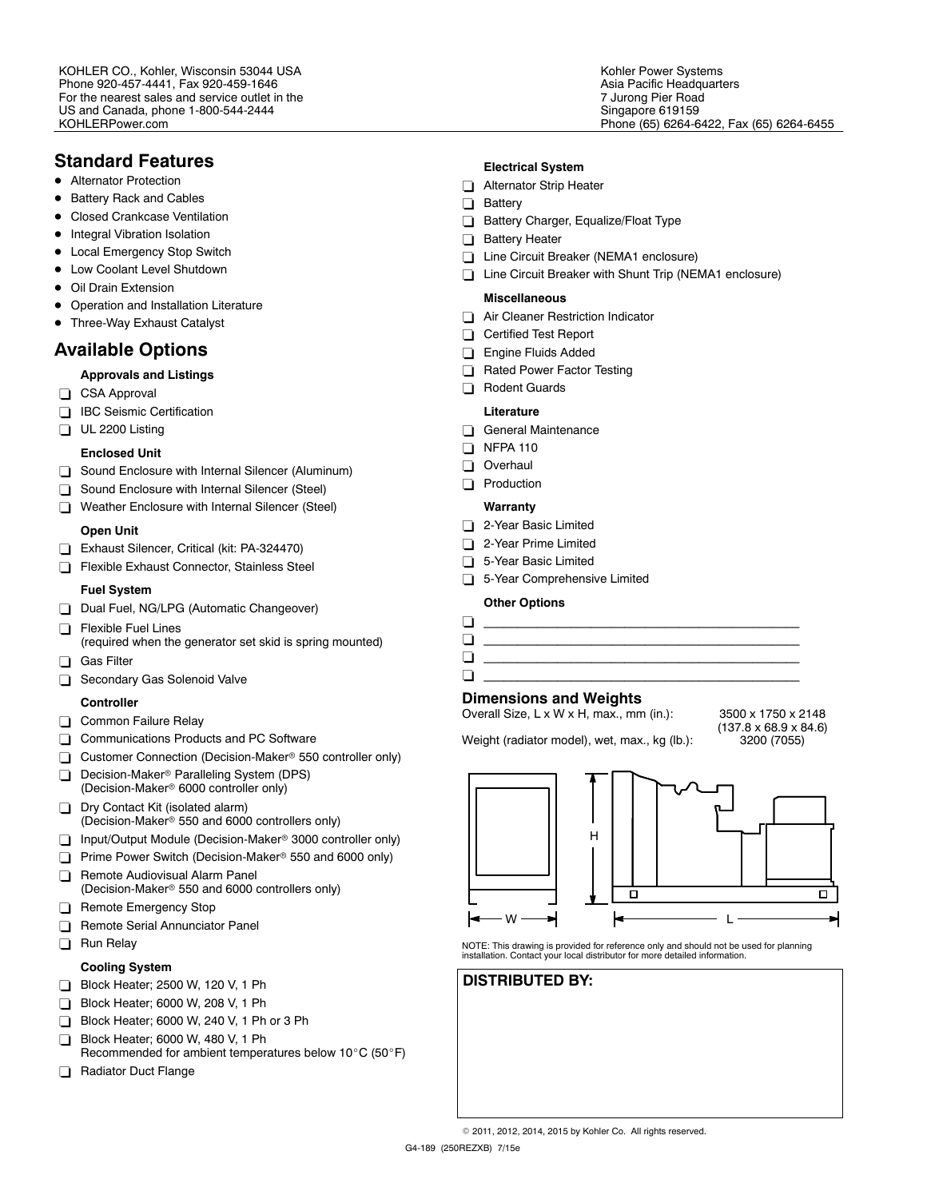KOHLER CO., Kohler, Wisconsin 53044 USA
Phone 920-457-4441, Fax 920-459-1646
For the nearest sales and service outlet in the US and Canada, phone 1-800-544-2444
KOHLERPower.com

Kohler Power Systems
Asia Pacific Headquarters
7 Jurong Pier Road
Singapore 619159
Phone (65) 6264-6422, Fax (65) 6264-6455

## Standard Features

- Alternator Protection
- Battery Rack and Cables
- Closed Crankcase Ventilation
- Integral Vibration Isolation
- Local Emergency Stop Switch
- Low Coolant Level Shutdown
- Oil Drain Extension
- Operation and Installation Literature
- Three-Way Exhaust Catalyst

## Available Options

### Approvals and Listings

- ❑ CSA Approval
- ❑ IBC Seismic Certification
- ❑ UL 2200 Listing

### Enclosed Unit

- ❑ Sound Enclosure with Internal Silencer (Aluminum)
- ❑ Sound Enclosure with Internal Silencer (Steel)
- ❑ Weather Enclosure with Internal Silencer (Steel)

### Open Unit

- ❑ Exhaust Silencer, Critical (kit: PA-324470)
- ❑ Flexible Exhaust Connector, Stainless Steel

### Fuel System

- ❑ Dual Fuel, NG/LPG (Automatic Changeover)
- ❑ Flexible Fuel Lines (required when the generator set skid is spring mounted)
- ❑ Gas Filter
- ❑ Secondary Gas Solenoid Valve

### Controller

- ❑ Common Failure Relay
- ❑ Communications Products and PC Software
- ❑ Customer Connection (Decision-Maker® 550 controller only)
- ❑ Decision-Maker® Paralleling System (DPS) (Decision-Maker® 6000 controller only)
- ❑ Dry Contact Kit (isolated alarm) (Decision-Maker® 550 and 6000 controllers only)
- ❑ Input/Output Module (Decision-Maker® 3000 controller only)
- ❑ Prime Power Switch (Decision-Maker® 550 and 6000 only)
- ❑ Remote Audiovisual Alarm Panel (Decision-Maker® 550 and 6000 controllers only)
- ❑ Remote Emergency Stop
- ❑ Remote Serial Annunciator Panel
- ❑ Run Relay

### Cooling System

- ❑ Block Heater; 2500 W, 120 V, 1 Ph
- ❑ Block Heater; 6000 W, 208 V, 1 Ph
- ❑ Block Heater; 6000 W, 240 V, 1 Ph or 3 Ph
- ❑ Block Heater; 6000 W, 480 V, 1 Ph
  Recommended for ambient temperatures below 10°C (50°F)
- ❑ Radiator Duct Flange

### Electrical System

- ❑ Alternator Strip Heater
- ❑ Battery
- ❑ Battery Charger, Equalize/Float Type
- ❑ Battery Heater
- ❑ Line Circuit Breaker (NEMA1 enclosure)
- ❑ Line Circuit Breaker with Shunt Trip (NEMA1 enclosure)

### Miscellaneous

- ❑ Air Cleaner Restriction Indicator
- ❑ Certified Test Report
- ❑ Engine Fluids Added
- ❑ Rated Power Factor Testing
- ❑ Rodent Guards

### Literature

- ❑ General Maintenance
- ❑ NFPA 110
- ❑ Overhaul
- ❑ Production

### Warranty

- ❑ 2-Year Basic Limited
- ❑ 2-Year Prime Limited
- ❑ 5-Year Basic Limited
- ❑ 5-Year Comprehensive Limited

### Other Options

- ❑ ____________________________________________
- ❑ ____________________________________________
- ❑ ____________________________________________
- ❑ ____________________________________________

## Dimensions and Weights

| | |
|---|---|
| Overall Size, L x W x H, max., mm (in.): | 3500 x 1750 x 2148 (137.8 x 68.9 x 84.6) |
| Weight (radiator model), wet, max., kg (lb.): | 3200 (7055) |

W
H
L

NOTE: This drawing is provided for reference only and should not be used for planning installation. Contact your local distributor for more detailed information.

**DISTRIBUTED BY:**

© 2011, 2012, 2014, 2015 by Kohler Co. All rights reserved.

G4-189 (250REZXB) 7/15e